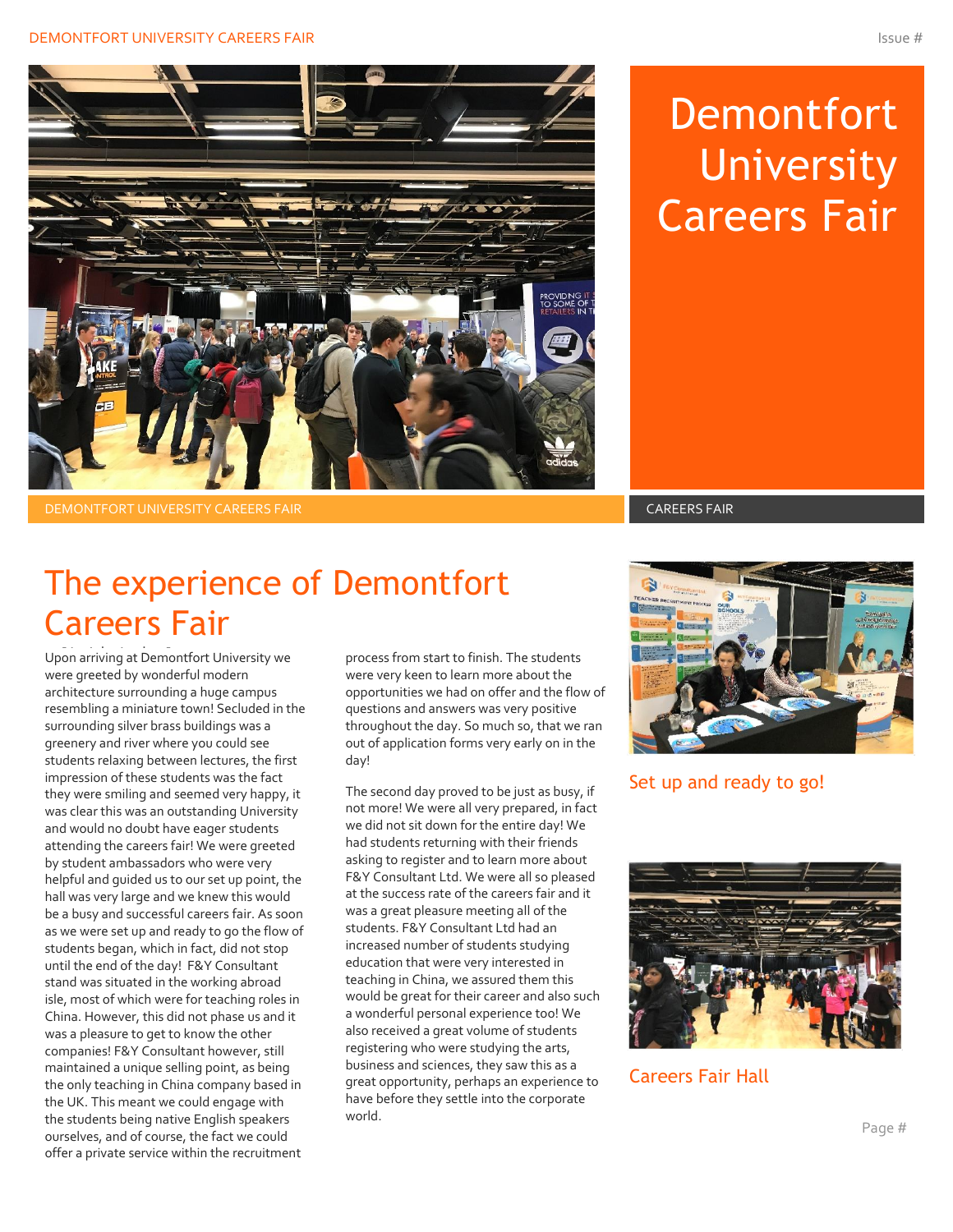# Demontfort University Careers Fair

DEMONTFORT UNIVERSITY CAREERS FAIR

CAREERS FAIR

## The experience of Demontfort Careers Fair

Upon arriving at Demontfort University we were greeted by wonderful modern architecture surrounding a huge campus resembling a miniature town! Secluded in the surrounding silver brass buildings was a greenery and river where you could see students relaxing between lectures, the first impression of these students was the fact they were smiling and seemed very happy, it was clear this was an outstanding University and would no doubt have eager students attending the careers fair! We were greeted by student ambassadors who were very helpful and guided us to our set up point, the hall was very large and we knew this would be a busy and successful careers fair. As soon as we were set up and ready to go the flow of students began, which in fact, did not stop until the end of the day! F&Y Consultant stand was situated in the working abroad isle, most of which were for teaching roles in China. However, this did not phase us and it was a pleasure to get to know the other companies! F&Y Consultant however, still maintained a unique selling point, as being the only teaching in China company based in the UK. This meant we could engage with the students being native English speakers ourselves, and of course, the fact we could offer a private service within the recruitment process from start to finish. The students were very keen to learn more about the opportunities we had on offer and the flow of questions and answers was very positive throughout the day. So much so, that we ran out of application forms very early on in the day!

The second day proved to be just as busy, if not more! We were all very prepared, in fact we did not sit down for the entire day! We had students returning with their friends asking to register and to learn more about F&Y Consultant Ltd. We were all so pleased at the success rate of the careers fair and it was a great pleasure meeting all of the students. F&Y Consultant Ltd had an increased number of students studying education that were very interested in teaching in China, we assured them this would be great for their career and also such a wonderful personal experience too! We also received a great volume of students registering who were studying the arts, business and sciences, they saw this as a great opportunity, perhaps an experience to have before they settle into the corporate world.

Set up and ready to go!

Careers Fair Hall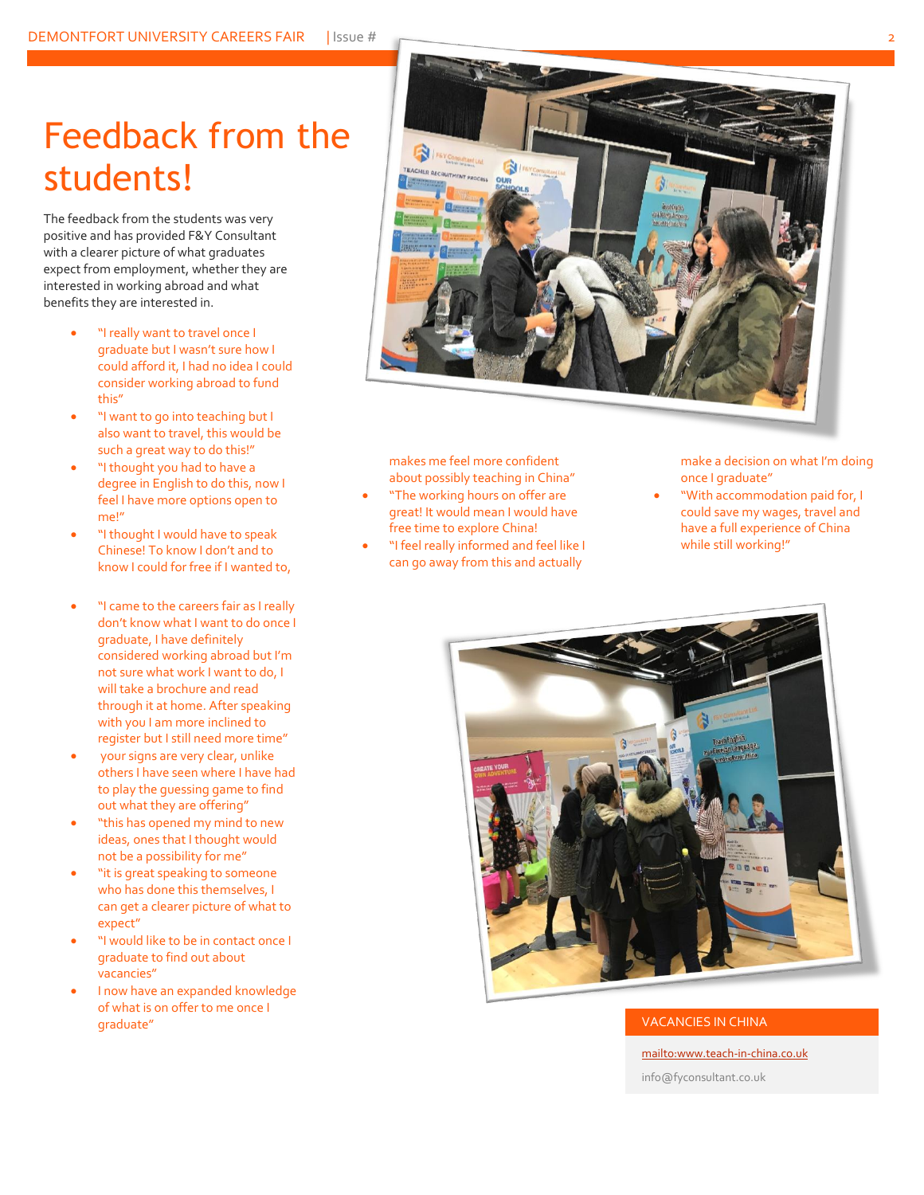# Feedback from the students!

The feedback from the students was very positive and has provided F&Y Consultant with a clearer picture of what graduates expect from employment, whether they are interested in working abroad and what benefits they are interested in.

- "I really want to travel once I graduate but I wasn't sure how I could afford it, I had no idea I could consider working abroad to fund this"
- "I want to go into teaching but I also want to travel, this would be such a great way to do this!"
- "I thought you had to have a degree in English to do this, now I feel I have more options open to me!"
- "I thought I would have to speak Chinese! To know I don't and to know I could for free if I wanted to, makes me feel more confident about possibly teaching in China"
- "The working hours on offer are great! It would mean I would have free time to explore China!
- "I feel really informed and feel like I can go away from this and actually make a decision on what I'm doing once I graduate"
- "With accommodation paid for, I could save my wages, travel and have a full experience of China while still working!"
- "I came to the careers fair as I really don't know what I want to do once I graduate, I have definitely considered working abroad but I'm not sure what work I want to do, I will take a brochure and read through it at home. After speaking with you I am more inclined to register but I still need more time"
- your signs are very clear, unlike others I have seen where I have had to play the guessing game to find out what they are offering"
- "this has opened my mind to new ideas, ones that I thought would not be a possibility for me"
- "it is great speaking to someone who has done this themselves, I can get a clearer picture of what to expect"
- "I would like to be in contact once I graduate to find out about vacancies"
- I now have an expanded knowledge of what is on offer to me once I graduate"

## VACANCIES IN CHINA

[mailto:www.teach-in-china.co.uk](mailto:www.teach-in-china.co.uk)

info@fyconsultant.co.uk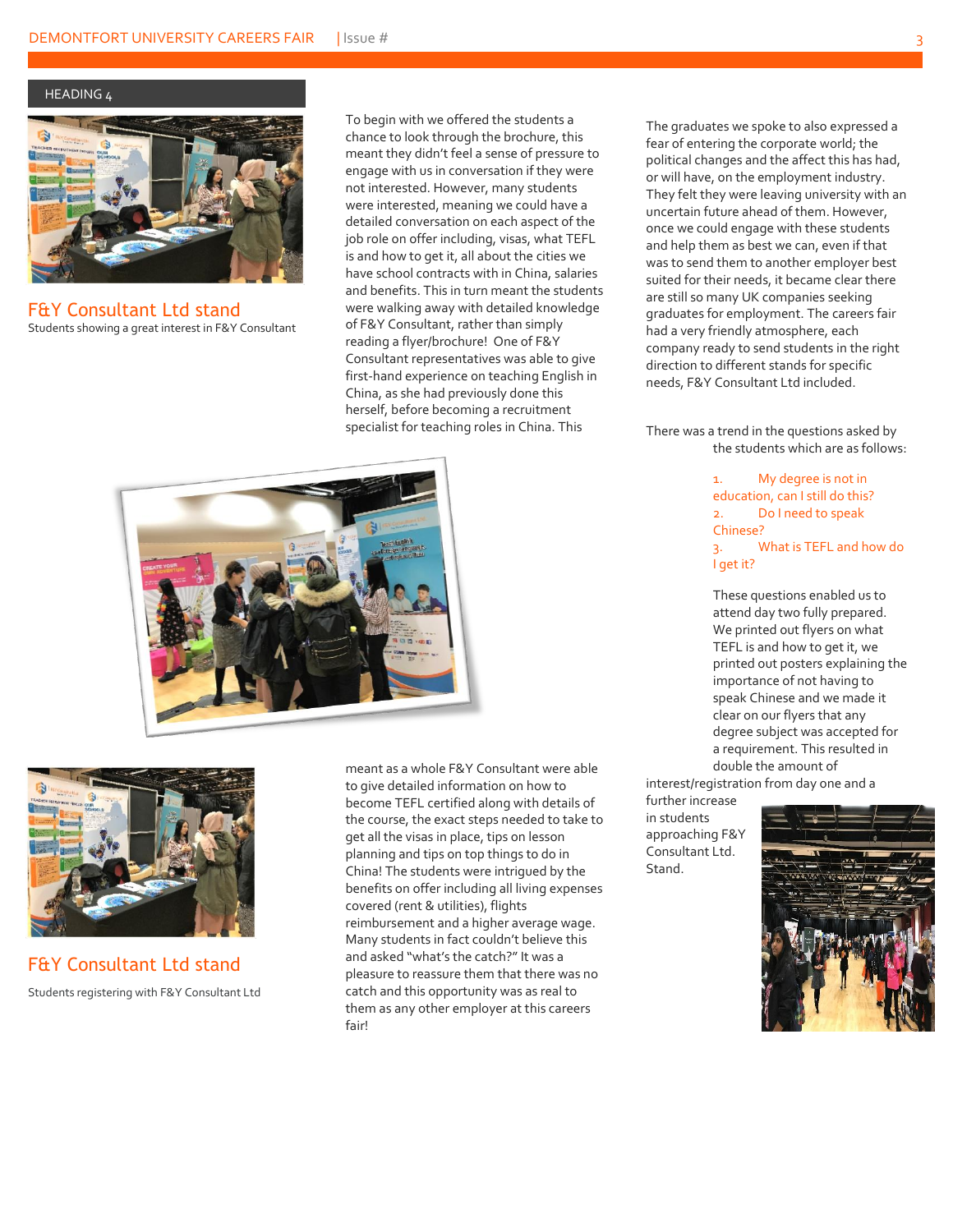## HEADING 4

F&Y Consultant Ltd stand

Students showing a great interest in F&Y Consultant

To begin with we offered the students a chance to look through the brochure, this meant they didn't feel a sense of pressure to engage with us in conversation if they were not interested. However, many students were interested, meaning we could have a detailed conversation on each aspect of the job role on offer including, visas, what TEFL is and how to get it, all about the cities we have school contracts with in China, salaries and benefits. This in turn meant the students were walking away with detailed knowledge of F&Y Consultant, rather than simply reading a flyer/brochure! One of F&Y Consultant representatives was able to give first-hand experience on teaching English in China, as she had previously done this herself, before becoming a recruitment specialist for teaching roles in China. This meant as a whole F&Y Consultant were able to give detailed information on how to become TEFL certified along with details of the course, the exact steps needed to take to get all the visas in place, tips on lesson planning and tips on top things to do in China! The students were intrigued by the benefits on offer including all living expenses covered (rent & utilities), flights reimbursement and a higher average wage. Many students in fact couldn't believe this and asked "what's the catch?" It was a pleasure to reassure them that there was no catch and this opportunity was as real to them as any other employer at this careers fair!

F&Y Consultant Ltd stand

Students registering with F&Y Consultant Ltd

The graduates we spoke to also expressed a fear of entering the corporate world; the political changes and the affect this has had, or will have, on the employment industry. They felt they were leaving university with an uncertain future ahead of them. However, once we could engage with these students and help them as best we can, even if that was to send them to another employer best suited for their needs, it became clear there are still so many UK companies seeking graduates for employment. The careers fair had a very friendly atmosphere, each company ready to send students in the right direction to different stands for specific needs, F&Y Consultant Ltd included.

There was a trend in the questions asked by the students which are as follows:

1. My degree is not in education, can I still do this?
2. Do I need to speak Chinese?
3. What is TEFL and how do I get it?

These questions enabled us to attend day two fully prepared. We printed out flyers on what TEFL is and how to get it, we printed out posters explaining the importance of not having to speak Chinese and we made it clear on our flyers that any degree subject was accepted for a requirement. This resulted in double the amount of interest/registration from day one and a further increase in students approaching F&Y Consultant Ltd. Stand.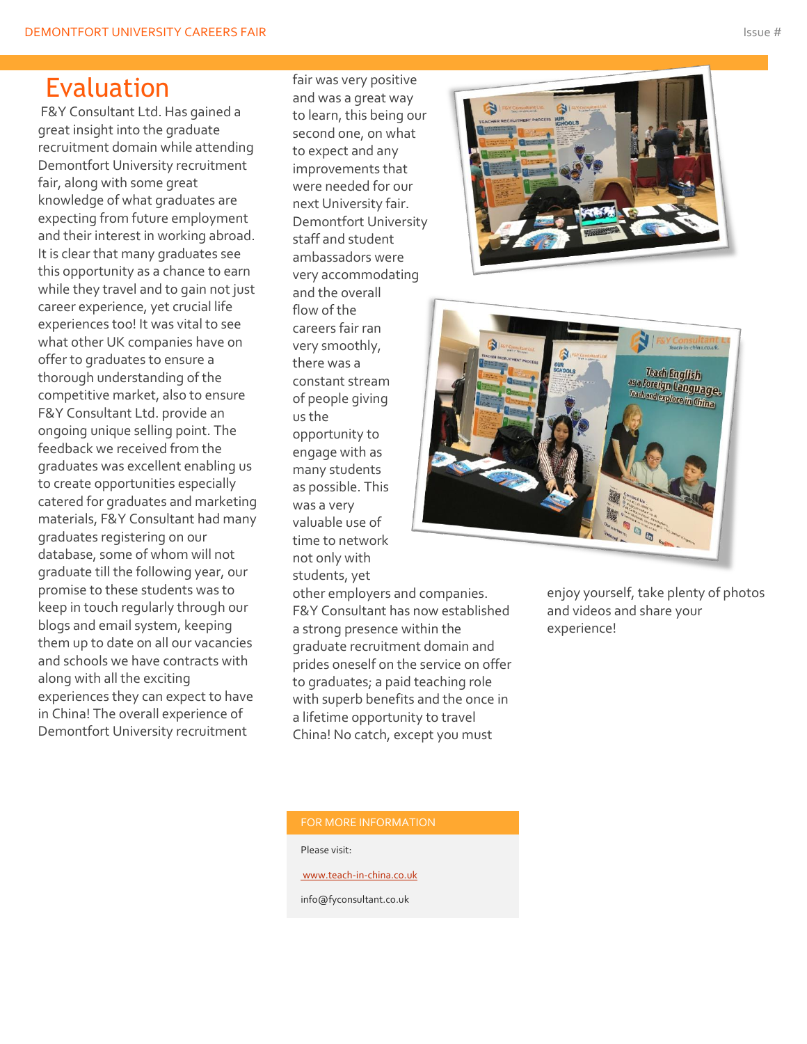# Evaluation

F&Y Consultant Ltd. Has gained a great insight into the graduate recruitment domain while attending Demontfort University recruitment fair, along with some great knowledge of what graduates are expecting from future employment and their interest in working abroad. It is clear that many graduates see this opportunity as a chance to earn while they travel and to gain not just career experience, yet crucial life experiences too! It was vital to see what other UK companies have on offer to graduates to ensure a thorough understanding of the competitive market, also to ensure F&Y Consultant Ltd. provide an ongoing unique selling point. The feedback we received from the graduates was excellent enabling us to create opportunities especially catered for graduates and marketing materials, F&Y Consultant had many graduates registering on our database, some of whom will not graduate till the following year, our promise to these students was to keep in touch regularly through our blogs and email system, keeping them up to date on all our vacancies and schools we have contracts with along with all the exciting experiences they can expect to have in China! The overall experience of Demontfort University recruitment fair was very positive and was a great way to learn, this being our second one, on what to expect and any improvements that were needed for our next University fair. Demontfort University staff and student ambassadors were very accommodating and the overall flow of the careers fair ran very smoothly, there was a constant stream of people giving us the opportunity to engage with as many students as possible. This was a very valuable use of time to network not only with students, yet other employers and companies. F&Y Consultant has now established a strong presence within the graduate recruitment domain and prides oneself on the service on offer to graduates; a paid teaching role with superb benefits and the once in a lifetime opportunity to travel China! No catch, except you must enjoy yourself, take plenty of photos and videos and share your experience!

**FOR MORE INFORMATION**

Please visit:

www.teach-in-china.co.uk

info@fyconsultant.co.uk